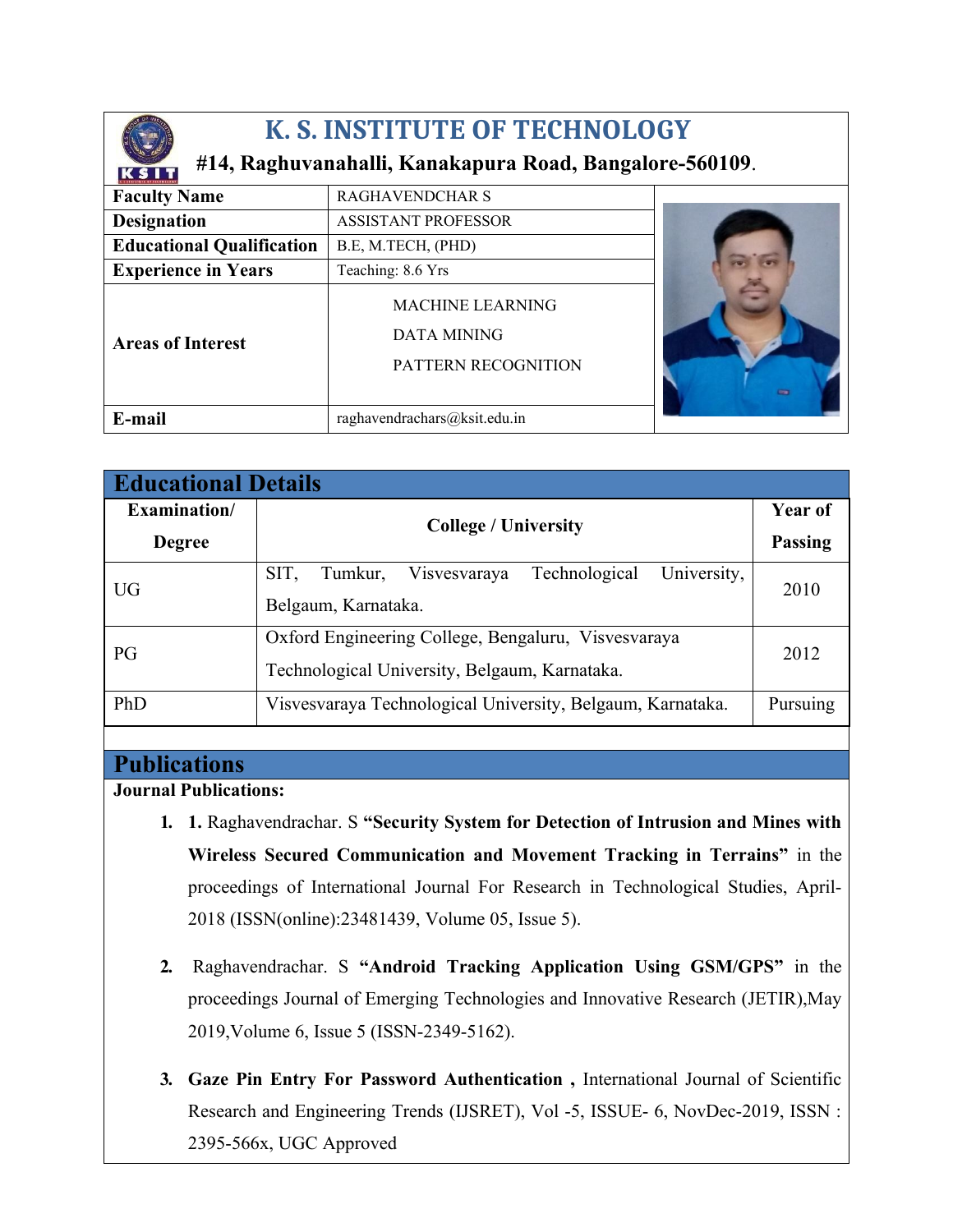# K. S. INSTITUTE OF TECHNOLOGY

**#14, Raghuvanahalli, Kanakapura Road, Bangalore-560109.**

| | |
|---|---|
| **Faculty Name** | RAGHAVENDCHAR S |
| **Designation** | ASSISTANT PROFESSOR |
| **Educational Qualification** | B.E, M.TECH, (PHD) |
| **Experience in Years** | Teaching: 8.6 Yrs |
| **Areas of Interest** | MACHINE LEARNING<br>DATA MINING<br>PATTERN RECOGNITION |
| **E-mail** | raghavendrachars@ksit.edu.in |

## Educational Details

| Examination/ Degree | College / University | Year of Passing |
|---|---|---|
| UG | SIT, Tumkur, Visvesvaraya Technological University, Belgaum, Karnataka. | 2010 |
| PG | Oxford Engineering College, Bengaluru, Visvesvaraya Technological University, Belgaum, Karnataka. | 2012 |
| PhD | Visvesvaraya Technological University, Belgaum, Karnataka. | Pursuing |

## Publications

**Journal Publications:**

1. **1.** Raghavendrachar. S **"Security System for Detection of Intrusion and Mines with Wireless Secured Communication and Movement Tracking in Terrains"** in the proceedings of International Journal For Research in Technological Studies, April-2018 (ISSN(online):23481439, Volume 05, Issue 5).

2. Raghavendrachar. S **"Android Tracking Application Using GSM/GPS"** in the proceedings Journal of Emerging Technologies and Innovative Research (JETIR),May 2019,Volume 6, Issue 5 (ISSN-2349-5162).

3. **Gaze Pin Entry For Password Authentication ,** International Journal of Scientific Research and Engineering Trends (IJSRET), Vol -5, ISSUE- 6, NovDec-2019, ISSN : 2395-566x, UGC Approved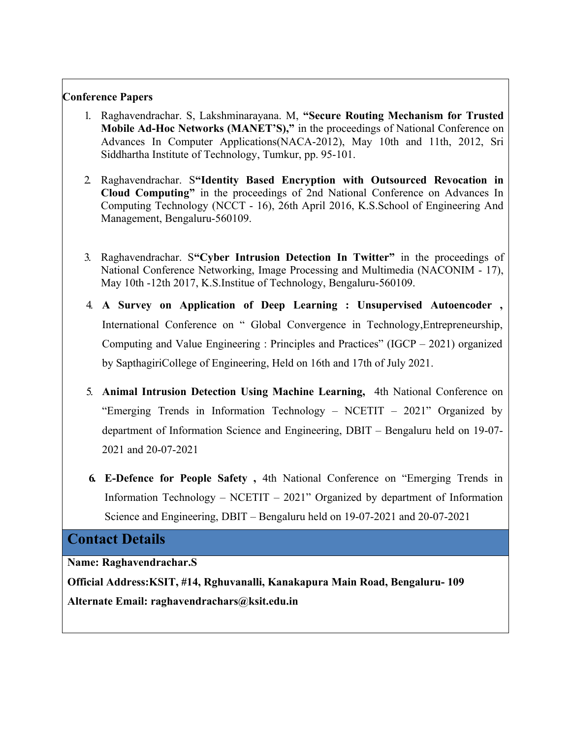**Conference Papers**

1. Raghavendrachar. S, Lakshminarayana. M, **"Secure Routing Mechanism for Trusted Mobile Ad-Hoc Networks (MANET'S),"** in the proceedings of National Conference on Advances In Computer Applications(NACA-2012), May 10th and 11th, 2012, Sri Siddhartha Institute of Technology, Tumkur, pp. 95-101.

2. Raghavendrachar. S**"Identity Based Encryption with Outsourced Revocation in Cloud Computing"** in the proceedings of 2nd National Conference on Advances In Computing Technology (NCCT - 16), 26th April 2016, K.S.School of Engineering And Management, Bengaluru-560109.

3. Raghavendrachar. S**"Cyber Intrusion Detection In Twitter"** in the proceedings of National Conference Networking, Image Processing and Multimedia (NACONIM - 17), May 10th -12th 2017, K.S.Institue of Technology, Bengaluru-560109.

4. **A Survey on Application of Deep Learning : Unsupervised Autoencoder ,** International Conference on " Global Convergence in Technology,Entrepreneurship, Computing and Value Engineering : Principles and Practices" (IGCP – 2021) organized by SapthagiriCollege of Engineering, Held on 16th and 17th of July 2021.

5. **Animal Intrusion Detection Using Machine Learning,** 4th National Conference on "Emerging Trends in Information Technology – NCETIT – 2021" Organized by department of Information Science and Engineering, DBIT – Bengaluru held on 19-07-2021 and 20-07-2021

6. **E-Defence for People Safety ,** 4th National Conference on "Emerging Trends in Information Technology – NCETIT – 2021" Organized by department of Information Science and Engineering, DBIT – Bengaluru held on 19-07-2021 and 20-07-2021

## Contact Details

**Name: Raghavendrachar.S**

**Official Address:KSIT, #14, Rghuvanalli, Kanakapura Main Road, Bengaluru- 109**

**Alternate Email: raghavendrachars@ksit.edu.in**